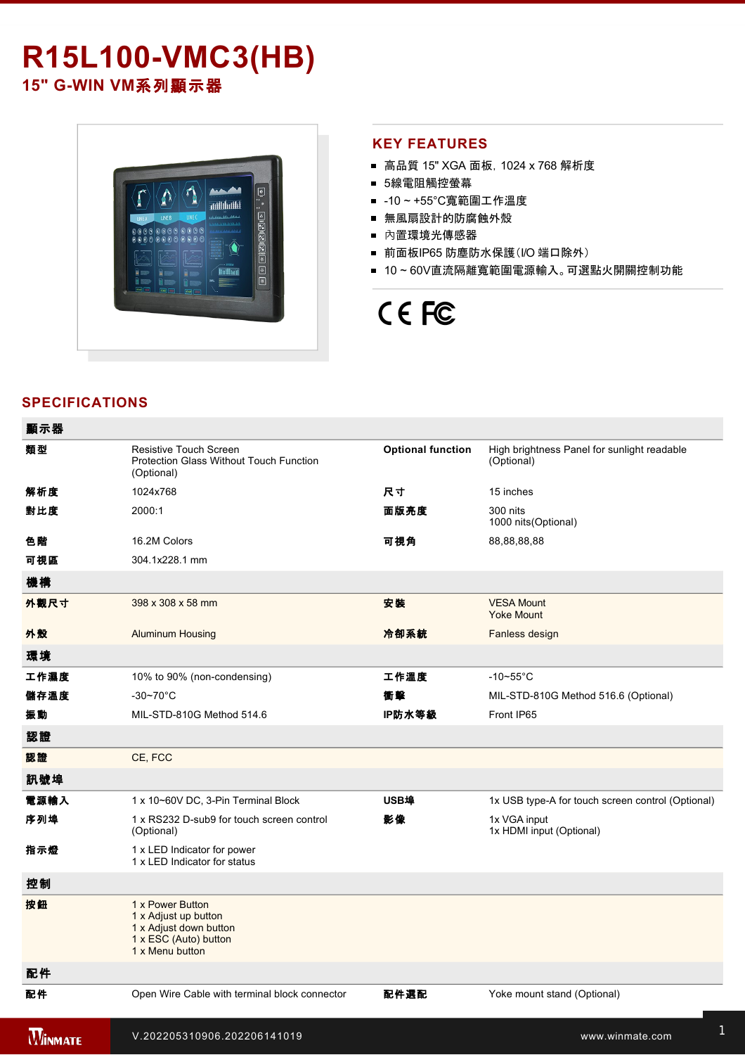# R15L100-VMC3(HB)

## 15" G-WIN VM系列顯示器

## KEY FEATURES

- 高品質 15" XGA 面板, 1024 x 768 解析度
- 5線電阻觸控螢幕
- -10 ~ +55°C寬範圍工作溫度
- 無風扇設計的防腐蝕外殼
- 內置環境光傳感器
- 前面板IP65 防塵防水保護(I/O 端口除外)
- 10 ~ 60V直流隔離寬範圍電源輸入。可選點火開關控制功能

## SPECIFICATIONS

| 顯示器 | | | |
|---|---|---|---|
| 類型 | Resistive Touch Screen<br>Protection Glass Without Touch Function (Optional) | Optional function | High brightness Panel for sunlight readable (Optional) |
| 解析度 | 1024x768 | 尺寸 | 15 inches |
| 對比度 | 2000:1 | 面版亮度 | 300 nits<br>1000 nits(Optional) |
| 色階 | 16.2M Colors | 可視角 | 88,88,88,88 |
| 可視區 | 304.1x228.1 mm | | |
| **機構** | | | |
| 外觀尺寸 | 398 x 308 x 58 mm | 安裝 | VESA Mount<br>Yoke Mount |
| 外殼 | Aluminum Housing | 冷卻系統 | Fanless design |
| **環境** | | | |
| 工作濕度 | 10% to 90% (non-condensing) | 工作溫度 | -10~55°C |
| 儲存溫度 | -30~70°C | 衝擊 | MIL-STD-810G Method 516.6 (Optional) |
| 振動 | MIL-STD-810G Method 514.6 | IP防水等級 | Front IP65 |
| **認證** | | | |
| 認證 | CE, FCC | | |
| **訊號埠** | | | |
| 電源輸入 | 1 x 10~60V DC, 3-Pin Terminal Block | USB埠 | 1x USB type-A for touch screen control (Optional) |
| 序列埠 | 1 x RS232 D-sub9 for touch screen control (Optional) | 影像 | 1x VGA input<br>1x HDMI input (Optional) |
| 指示燈 | 1 x LED Indicator for power<br>1 x LED Indicator for status | | |
| **控制** | | | |
| 按鈕 | 1 x Power Button<br>1 x Adjust up button<br>1 x Adjust down button<br>1 x ESC (Auto) button<br>1 x Menu button | | |
| **配件** | | | |
| 配件 | Open Wire Cable with terminal block connector | 配件選配 | Yoke mount stand (Optional) |

V.202205310906.202206141019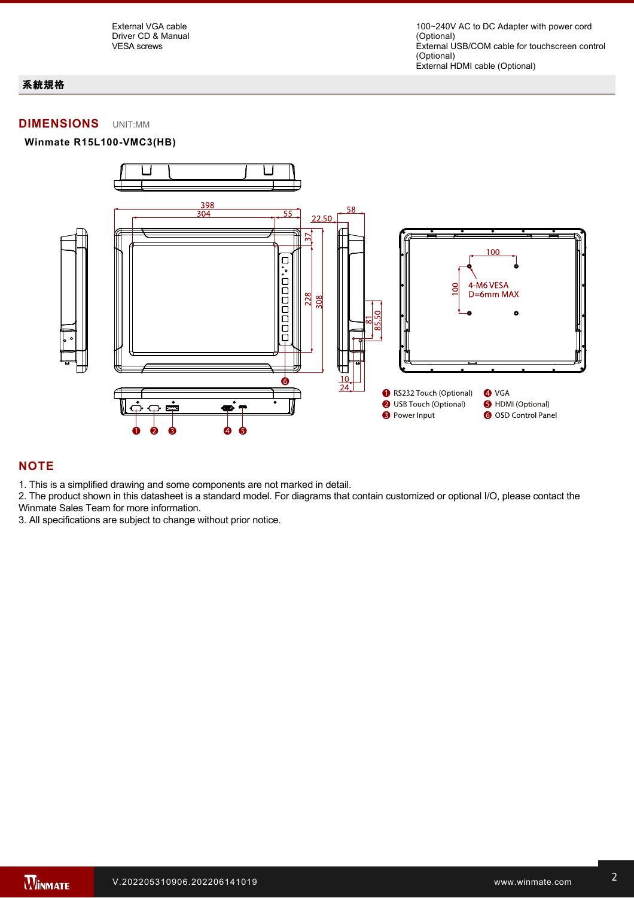External VGA cable
Driver CD & Manual
VESA screws

100~240V AC to DC Adapter with power cord (Optional)
External USB/COM cable for touchscreen control (Optional)
External HDMI cable (Optional)

## 系統規格

## DIMENSIONS UNIT:MM

**Winmate R15L100-VMC3(HB)**

398
304
55
22.50
58
37
228
308
81
85.50
10
24
100
100
4-M6 VESA
D=6mm MAX

1 RS232 Touch (Optional)
2 USB Touch (Optional)
3 Power Input
4 VGA
5 HDMI (Optional)
6 OSD Control Panel

## NOTE

1. This is a simplified drawing and some components are not marked in detail.
2. The product shown in this datasheet is a standard model. For diagrams that contain customized or optional I/O, please contact the Winmate Sales Team for more information.
3. All specifications are subject to change without prior notice.